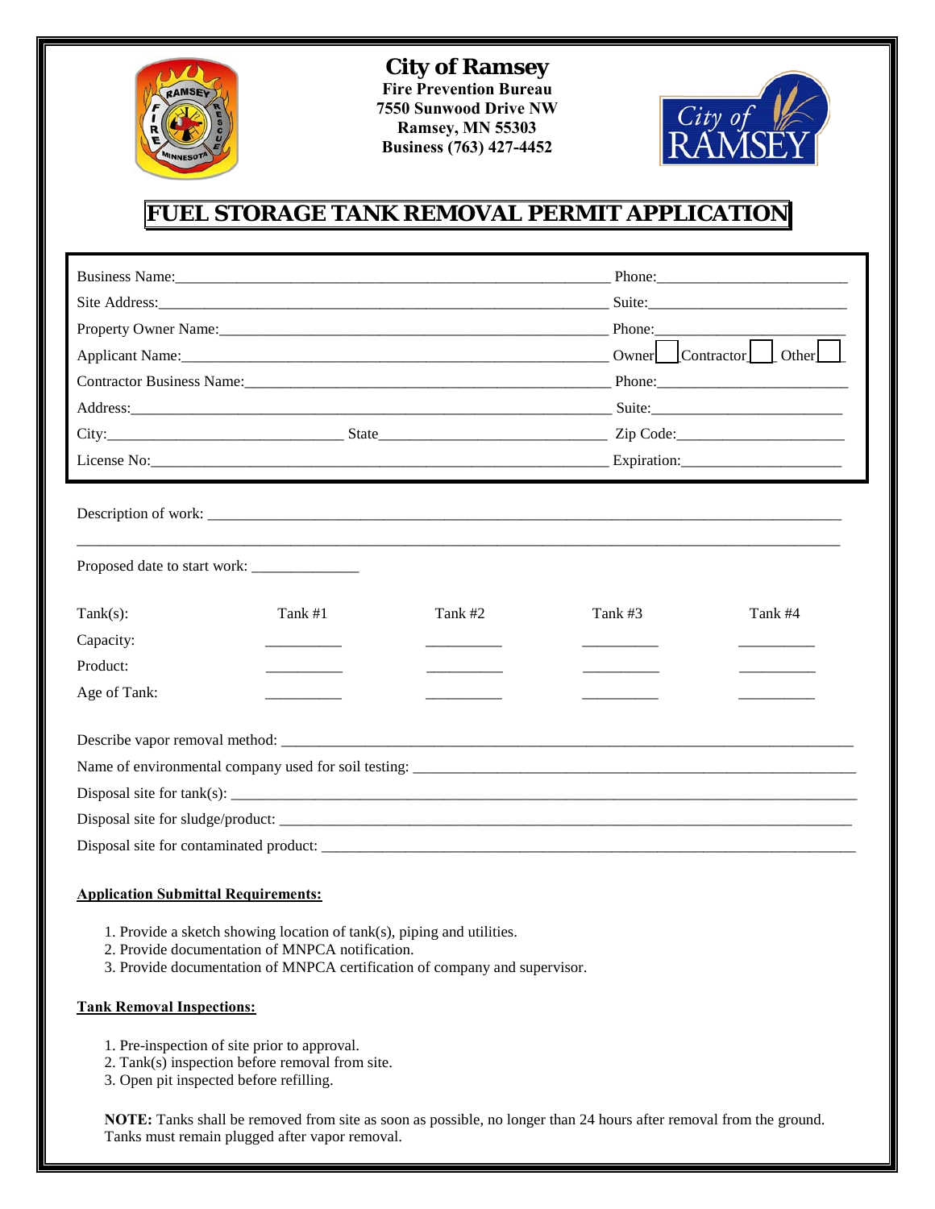**City of Ramsey**
**Fire Prevention Bureau**
**7550 Sunwood Drive NW**
**Ramsey, MN 55303**
**Business (763) 427-4452**

# FUEL STORAGE TANK REMOVAL PERMIT APPLICATION

Business Name:_____________________________________________ Phone:____________________

Site Address:______________________________________________ Suite:____________________

Property Owner Name:_______________________________________ Phone:____________________

Applicant Name:____________________________________________ Owner [ ] Contractor [ ] Other [ ]

Contractor Business Name:___________________________________ Phone:____________________

Address:__________________________________________________ Suite:____________________

City:________________________ State________________________ Zip Code:_________________

License No:________________________________________________ Expiration:________________

Description of work: ______________________________________________________________________

__________________________________________________________________________________________

Proposed date to start work: ______________

| Tank(s): | Tank #1 | Tank #2 | Tank #3 | Tank #4 |
| --- | --- | --- | --- | --- |
| Capacity: | __________ | __________ | __________ | __________ |
| Product: | __________ | __________ | __________ | __________ |
| Age of Tank: | __________ | __________ | __________ | __________ |

Describe vapor removal method: ______________________________________________________________

Name of environmental company used for soil testing: _________________________________________

Disposal site for tank(s): ___________________________________________________________________

Disposal site for sludge/product: _____________________________________________________________

Disposal site for contaminated product: ________________________________________________________

**Application Submittal Requirements:**

1. Provide a sketch showing location of tank(s), piping and utilities.
2. Provide documentation of MNPCA notification.
3. Provide documentation of MNPCA certification of company and supervisor.

**Tank Removal Inspections:**

1. Pre-inspection of site prior to approval.
2. Tank(s) inspection before removal from site.
3. Open pit inspected before refilling.

**NOTE:** Tanks shall be removed from site as soon as possible, no longer than 24 hours after removal from the ground. Tanks must remain plugged after vapor removal.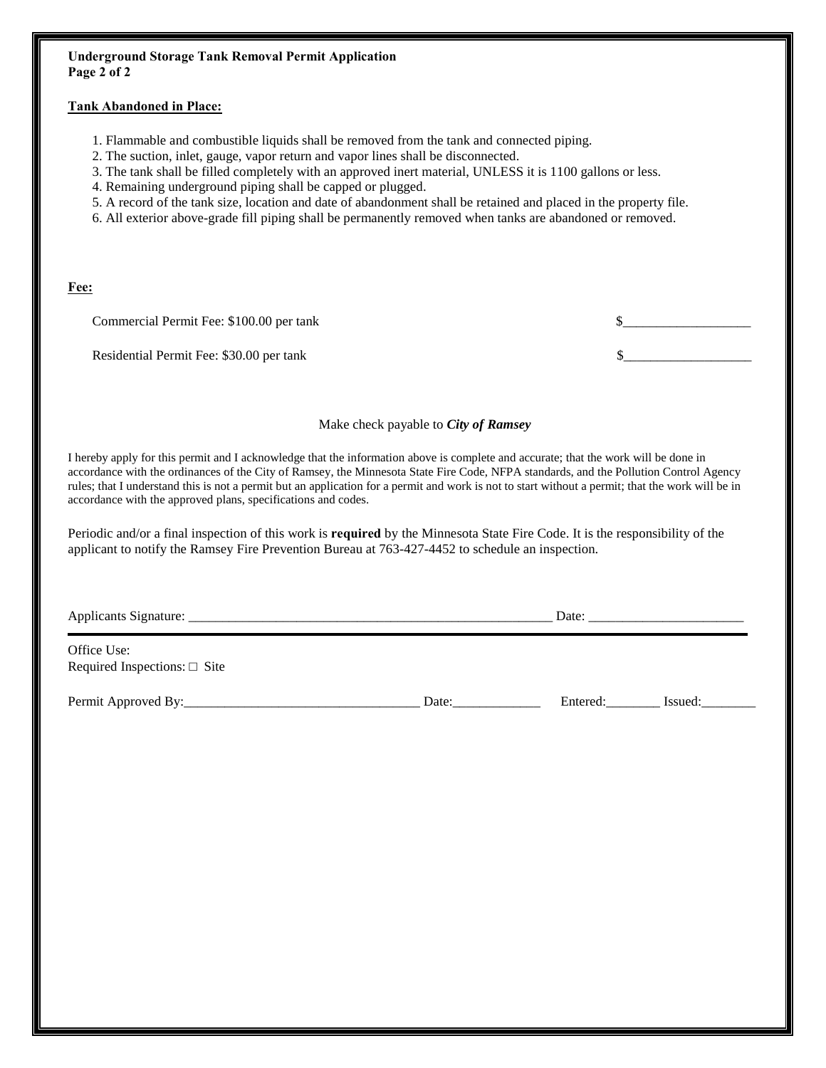**Underground Storage Tank Removal Permit Application**
**Page 2 of 2**

**Tank Abandoned in Place:**

1. Flammable and combustible liquids shall be removed from the tank and connected piping.
2. The suction, inlet, gauge, vapor return and vapor lines shall be disconnected.
3. The tank shall be filled completely with an approved inert material, UNLESS it is 1100 gallons or less.
4. Remaining underground piping shall be capped or plugged.
5. A record of the tank size, location and date of abandonment shall be retained and placed in the property file.
6. All exterior above-grade fill piping shall be permanently removed when tanks are abandoned or removed.

**Fee:**

Commercial Permit Fee: $100.00 per tank $___________________

Residential Permit Fee: $30.00 per tank $___________________

Make check payable to ***City of Ramsey***

I hereby apply for this permit and I acknowledge that the information above is complete and accurate; that the work will be done in accordance with the ordinances of the City of Ramsey, the Minnesota State Fire Code, NFPA standards, and the Pollution Control Agency rules; that I understand this is not a permit but an application for a permit and work is not to start without a permit; that the work will be in accordance with the approved plans, specifications and codes.

Periodic and/or a final inspection of this work is **required** by the Minnesota State Fire Code. It is the responsibility of the applicant to notify the Ramsey Fire Prevention Bureau at 763-427-4452 to schedule an inspection.

Applicants Signature: ________________________________________________________ Date: _______________________

Office Use:
Required Inspections: □ Site

Permit Approved By:___________________________________ Date:_____________ Entered:________ Issued:________